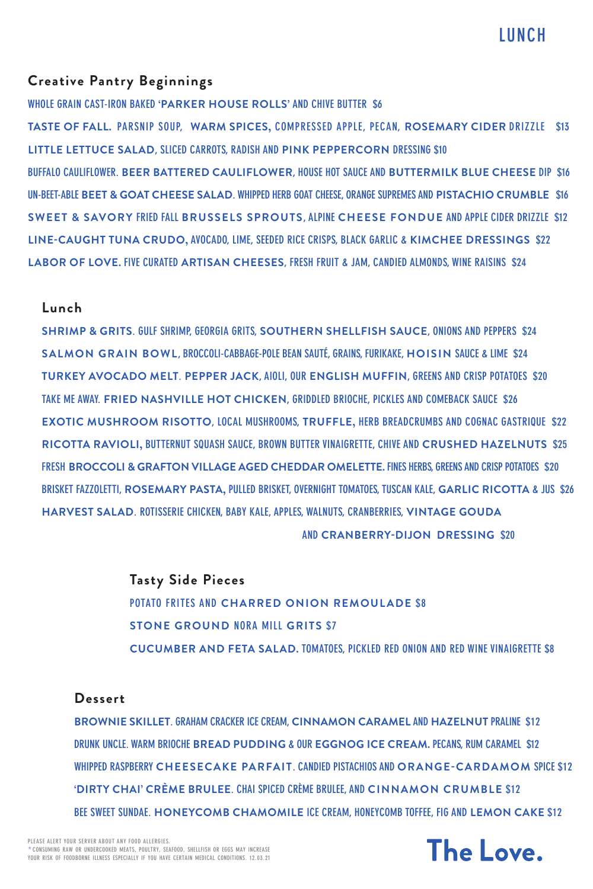# LUNCH

## Creative Pantry Beginnings

WHOLE GRAIN CAST-IRON BAKED '**PARKER HOUSE ROLLS**' AND CHIVE BUTTER $6

**TASTE OF FALL.** PARSNIP SOUP, **WARM SPICES,** COMPRESSED APPLE, PECAN, **ROSEMARY CIDER** DRIZZLE $13

**LITTLE LETTUCE SALAD**, SLICED CARROTS, RADISH AND **PINK PEPPERCORN** DRESSING $10

BUFFALO CAULIFLOWER. **BEER BATTERED CAULIFLOWER**, HOUSE HOT SAUCE AND **BUTTERMILK BLUE CHEESE** DIP $16

UN-BEET-ABLE **BEET & GOAT CHEESE SALAD**. WHIPPED HERB GOAT CHEESE, ORANGE SUPREMES AND **PISTACHIO CRUMBLE** $16

**SWEET & SAVORY** FRIED FALL **BRUSSELS SPROUTS**, ALPINE **CHEESE FONDUE** AND APPLE CIDER DRIZZLE $12

**LINE-CAUGHT TUNA CRUDO,** AVOCADO, LIME, SEEDED RICE CRISPS, BLACK GARLIC & **KIMCHEE DRESSINGS** $22

**LABOR OF LOVE.** FIVE CURATED **ARTISAN CHEESES**, FRESH FRUIT & JAM, CANDIED ALMONDS, WINE RAISINS $24

## Lunch

**SHRIMP & GRITS**. GULF SHRIMP, GEORGIA GRITS, **SOUTHERN SHELLFISH SAUCE**, ONIONS AND PEPPERS $24

**SALMON GRAIN BOWL**, BROCCOLI-CABBAGE-POLE BEAN SAUTÉ, GRAINS, FURIKAKE, **HOISIN** SAUCE & LIME $24

**TURKEY AVOCADO MELT**. **PEPPER JACK**, AIOLI, OUR **ENGLISH MUFFIN**, GREENS AND CRISP POTATOES $20

TAKE ME AWAY. **FRIED NASHVILLE HOT CHICKEN**, GRIDDLED BRIOCHE, PICKLES AND COMEBACK SAUCE $26

**EXOTIC MUSHROOM RISOTTO**, LOCAL MUSHROOMS, **TRUFFLE,** HERB BREADCRUMBS AND COGNAC GASTRIQUE $22

**RICOTTA RAVIOLI,** BUTTERNUT SQUASH SAUCE, BROWN BUTTER VINAIGRETTE, CHIVE AND **CRUSHED HAZELNUTS** $25

FRESH **BROCCOLI & GRAFTON VILLAGE AGED CHEDDAR OMELETTE.** FINES HERBS, GREENS AND CRISP POTATOES $20

BRISKET FAZZOLETTI, **ROSEMARY PASTA,** PULLED BRISKET, OVERNIGHT TOMATOES, TUSCAN KALE, **GARLIC RICOTTA** & JUS $26

**HARVEST SALAD**. ROTISSERIE CHICKEN, BABY KALE, APPLES, WALNUTS, CRANBERRIES, **VINTAGE GOUDA** AND **CRANBERRY-DIJON DRESSING** $20

## Tasty Side Pieces

POTATO FRITES AND **CHARRED ONION REMOULADE** $8

**STONE GROUND** NORA MILL **GRITS** $7

**CUCUMBER AND FETA SALAD.** TOMATOES, PICKLED RED ONION AND RED WINE VINAIGRETTE $8

## Dessert

**BROWNIE SKILLET**. GRAHAM CRACKER ICE CREAM, **CINNAMON CARAMEL** AND **HAZELNUT** PRALINE $12

DRUNK UNCLE. WARM BRIOCHE **BREAD PUDDING** & OUR **EGGNOG ICE CREAM.** PECANS, RUM CARAMEL $12

WHIPPED RASPBERRY **CHEESECAKE PARFAIT**. CANDIED PISTACHIOS AND **ORANGE-CARDAMOM** SPICE $12

**'DIRTY CHAI' CRÈME BRULEE**. CHAI SPICED CRÈME BRULEE, AND **CINNAMON CRUMBLE** $12

BEE SWEET SUNDAE. **HONEYCOMB CHAMOMILE** ICE CREAM, HONEYCOMB TOFFEE, FIG AND **LEMON CAKE** $12

PLEASE ALERT YOUR SERVER ABOUT ANY FOOD ALLERGIES.
*CONSUMING RAW OR UNDERCOOKED MEATS, POULTRY, SEAFOOD, SHELLFISH OR EGGS MAY INCREASE YOUR RISK OF FOODBORNE ILLNESS ESPECIALLY IF YOU HAVE CERTAIN MEDICAL CONDITIONS. 12.03.21

**The Love.**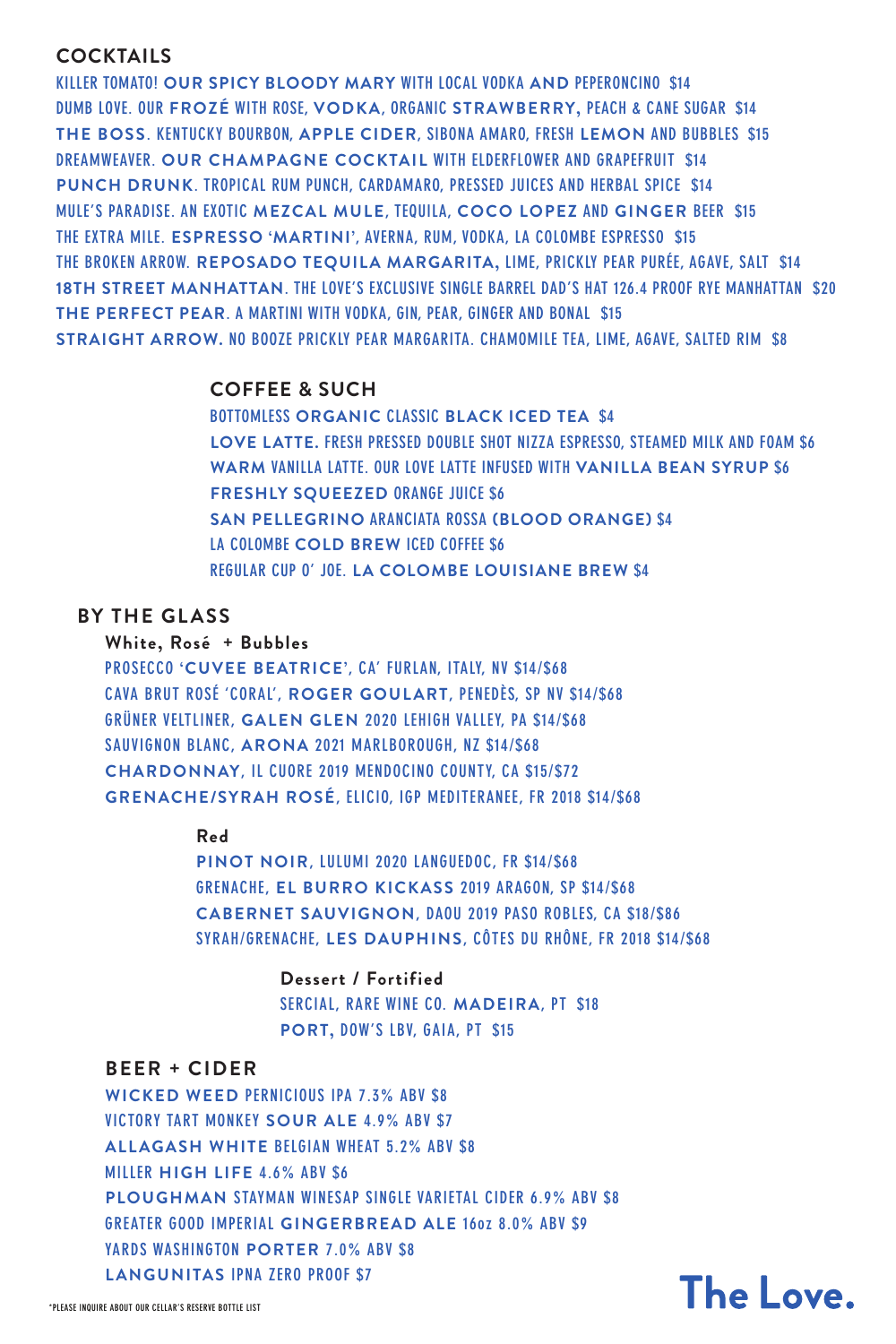## COCKTAILS

KILLER TOMATO! **OUR SPICY BLOODY MARY** WITH LOCAL VODKA **AND** PEPERONCINO $14
DUMB LOVE. OUR **FROZÉ** WITH ROSE, **VODKA**, ORGANIC **STRAWBERRY**, PEACH & CANE SUGAR $14
**THE BOSS**. KENTUCKY BOURBON, **APPLE CIDER**, SIBONA AMARO, FRESH **LEMON** AND BUBBLES $15
DREAMWEAVER. **OUR CHAMPAGNE COCKTAIL** WITH ELDERFLOWER AND GRAPEFRUIT $14
**PUNCH DRUNK**. TROPICAL RUM PUNCH, CARDAMARO, PRESSED JUICES AND HERBAL SPICE $14
MULE'S PARADISE. AN EXOTIC **MEZCAL MULE**, TEQUILA, **COCO LOPEZ** AND **GINGER** BEER $15
THE EXTRA MILE. **ESPRESSO 'MARTINI'**, AVERNA, RUM, VODKA, LA COLOMBE ESPRESSO $15
THE BROKEN ARROW. **REPOSADO TEQUILA MARGARITA**, LIME, PRICKLY PEAR PURÉE, AGAVE, SALT $14
**18TH STREET MANHATTAN**. THE LOVE'S EXCLUSIVE SINGLE BARREL DAD'S HAT 126.4 PROOF RYE MANHATTAN $20
**THE PERFECT PEAR**. A MARTINI WITH VODKA, GIN, PEAR, GINGER AND BONAL $15
**STRAIGHT ARROW.** NO BOOZE PRICKLY PEAR MARGARITA. CHAMOMILE TEA, LIME, AGAVE, SALTED RIM $8

## COFFEE & SUCH

BOTTOMLESS **ORGANIC** CLASSIC **BLACK ICED TEA** $4
**LOVE LATTE.** FRESH PRESSED DOUBLE SHOT NIZZA ESPRESSO, STEAMED MILK AND FOAM $6
**WARM** VANILLA LATTE. OUR LOVE LATTE INFUSED WITH **VANILLA BEAN SYRUP** $6
**FRESHLY SQUEEZED** ORANGE JUICE $6
**SAN PELLEGRINO** ARANCIATA ROSSA **(BLOOD ORANGE)** $4
LA COLOMBE **COLD BREW** ICED COFFEE $6
REGULAR CUP O' JOE. **LA COLOMBE LOUISIANE BREW** $4

## BY THE GLASS

### White, Rosé + Bubbles

PROSECCO '**CUVEE BEATRICE**', CA' FURLAN, ITALY, NV $14/$68
CAVA BRUT ROSÉ 'CORAL', **ROGER GOULART**, PENEDÈS, SP NV $14/$68
GRÜNER VELTLINER, **GALEN GLEN** 2020 LEHIGH VALLEY, PA $14/$68
SAUVIGNON BLANC, **ARONA** 2021 MARLBOROUGH, NZ $14/$68
**CHARDONNAY**, IL CUORE 2019 MENDOCINO COUNTY, CA $15/$72
**GRENACHE/SYRAH ROSÉ**, ELICIO, IGP MEDITERANEE, FR 2018 $14/$68

### Red

**PINOT NOIR**, LULUMI 2020 LANGUEDOC, FR $14/$68
GRENACHE, **EL BURRO KICKASS** 2019 ARAGON, SP $14/$68
**CABERNET SAUVIGNON**, DAOU 2019 PASO ROBLES, CA $18/$86
SYRAH/GRENACHE, **LES DAUPHINS**, CÔTES DU RHÔNE, FR 2018 $14/$68

### Dessert / Fortified

SERCIAL, RARE WINE CO. **MADEIRA**, PT $18
**PORT,** DOW'S LBV, GAIA, PT $15

## BEER + CIDER

**WICKED WEED** PERNICIOUS IPA 7.3% ABV $8
VICTORY TART MONKEY **SOUR ALE** 4.9% ABV $7
**ALLAGASH WHITE** BELGIAN WHEAT 5.2% ABV $8
MILLER **HIGH LIFE** 4.6% ABV $6
**PLOUGHMAN** STAYMAN WINESAP SINGLE VARIETAL CIDER 6.9% ABV $8
GREATER GOOD IMPERIAL **GINGERBREAD ALE** 16oz 8.0% ABV $9
YARDS WASHINGTON **PORTER** 7.0% ABV $8
**LANGUNITAS** IPNA ZERO PROOF $7

*PLEASE INQUIRE ABOUT OUR CELLAR'S RESERVE BOTTLE LIST

**The Love.**